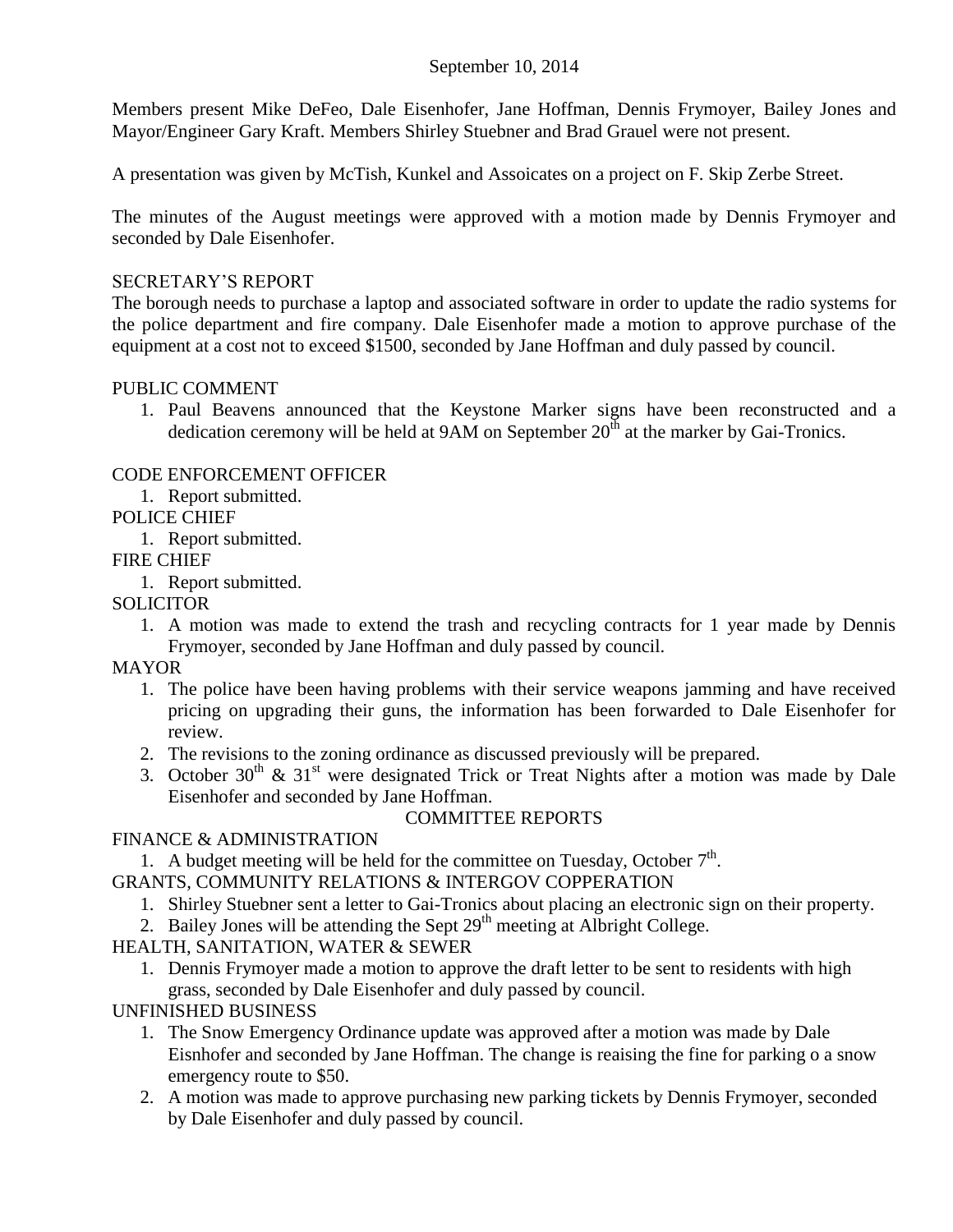September 10, 2014

Members present Mike DeFeo, Dale Eisenhofer, Jane Hoffman, Dennis Frymoyer, Bailey Jones and Mayor/Engineer Gary Kraft. Members Shirley Stuebner and Brad Grauel were not present.

A presentation was given by McTish, Kunkel and Assoicates on a project on F. Skip Zerbe Street.

The minutes of the August meetings were approved with a motion made by Dennis Frymoyer and seconded by Dale Eisenhofer.

SECRETARY'S REPORT

The borough needs to purchase a laptop and associated software in order to update the radio systems for the police department and fire company. Dale Eisenhofer made a motion to approve purchase of the equipment at a cost not to exceed $1500, seconded by Jane Hoffman and duly passed by council.

PUBLIC COMMENT

1. Paul Beavens announced that the Keystone Marker signs have been reconstructed and a dedication ceremony will be held at 9AM on September 20th at the marker by Gai-Tronics.

CODE ENFORCEMENT OFFICER

1. Report submitted.

POLICE CHIEF

1. Report submitted.

FIRE CHIEF

1. Report submitted.

SOLICITOR

1. A motion was made to extend the trash and recycling contracts for 1 year made by Dennis Frymoyer, seconded by Jane Hoffman and duly passed by council.

MAYOR

1. The police have been having problems with their service weapons jamming and have received pricing on upgrading their guns, the information has been forwarded to Dale Eisenhofer for review.
2. The revisions to the zoning ordinance as discussed previously will be prepared.
3. October 30th & 31st were designated Trick or Treat Nights after a motion was made by Dale Eisenhofer and seconded by Jane Hoffman.

COMMITTEE REPORTS

FINANCE & ADMINISTRATION

1. A budget meeting will be held for the committee on Tuesday, October 7th.

GRANTS, COMMUNITY RELATIONS & INTERGOV COPPERATION

1. Shirley Stuebner sent a letter to Gai-Tronics about placing an electronic sign on their property.
2. Bailey Jones will be attending the Sept 29th meeting at Albright College.

HEALTH, SANITATION, WATER & SEWER

1. Dennis Frymoyer made a motion to approve the draft letter to be sent to residents with high grass, seconded by Dale Eisenhofer and duly passed by council.

UNFINISHED BUSINESS

1. The Snow Emergency Ordinance update was approved after a motion was made by Dale Eisnhofer and seconded by Jane Hoffman. The change is reaising the fine for parking o a snow emergency route to $50.
2. A motion was made to approve purchasing new parking tickets by Dennis Frymoyer, seconded by Dale Eisenhofer and duly passed by council.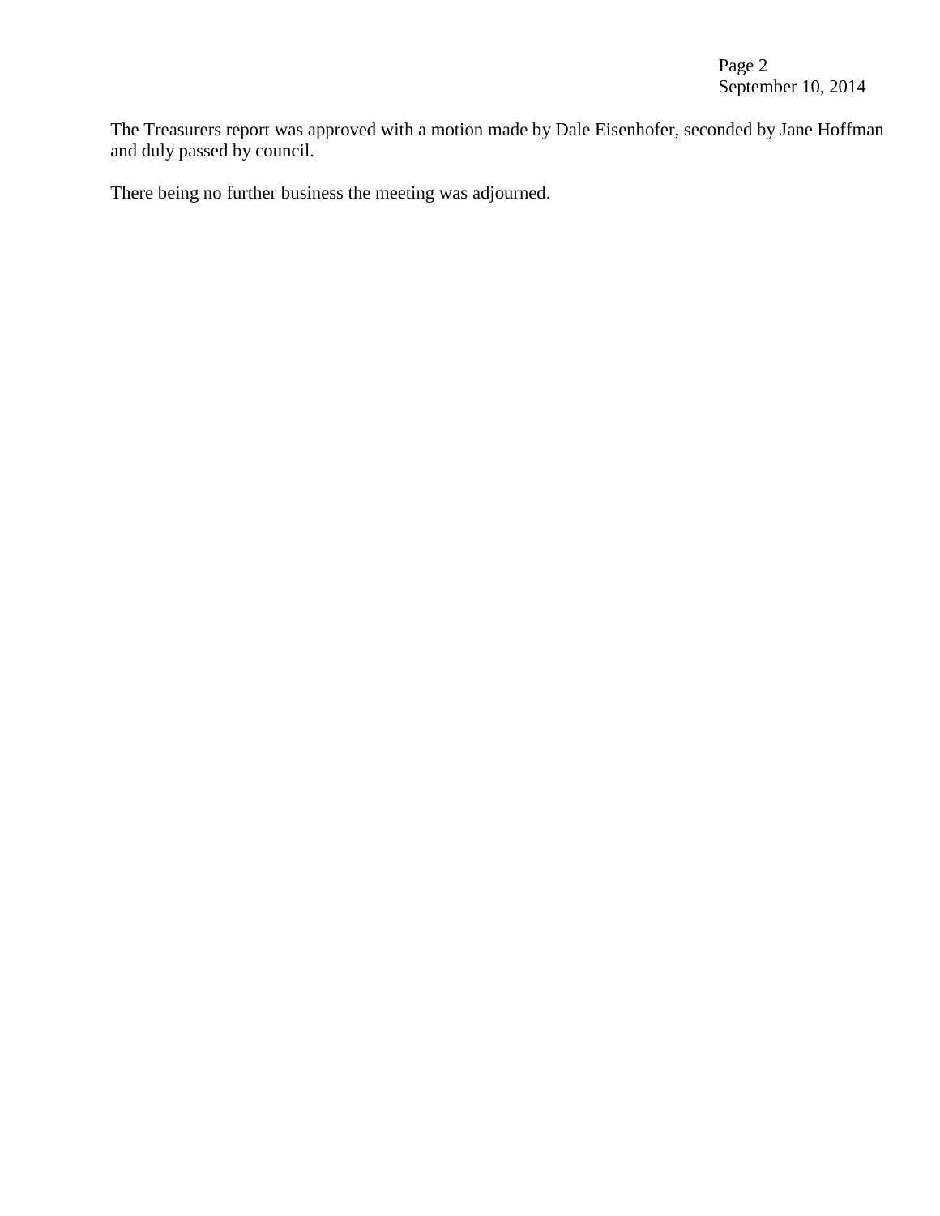The Treasurers report was approved with a motion made by Dale Eisenhofer, seconded by Jane Hoffman and duly passed by council.

There being no further business the meeting was adjourned.